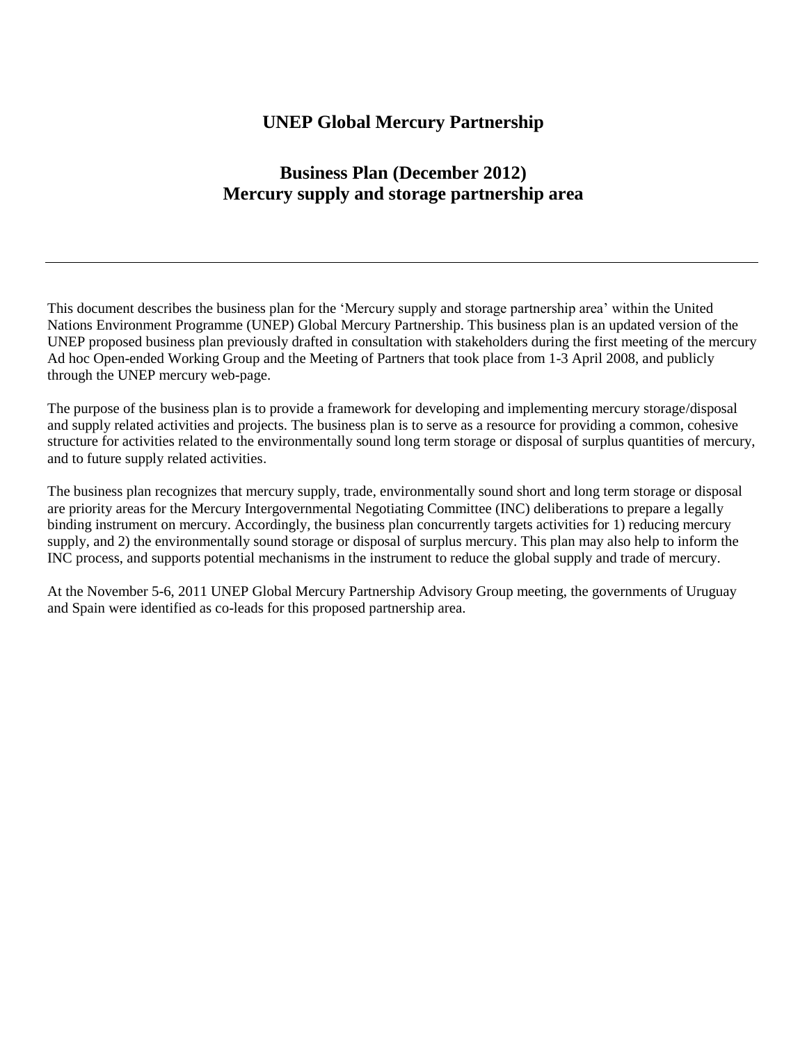# UNEP Global Mercury Partnership

## Business Plan (December 2012)
## Mercury supply and storage partnership area

---

This document describes the business plan for the 'Mercury supply and storage partnership area' within the United Nations Environment Programme (UNEP) Global Mercury Partnership. This business plan is an updated version of the UNEP proposed business plan previously drafted in consultation with stakeholders during the first meeting of the mercury Ad hoc Open-ended Working Group and the Meeting of Partners that took place from 1-3 April 2008, and publicly through the UNEP mercury web-page.

The purpose of the business plan is to provide a framework for developing and implementing mercury storage/disposal and supply related activities and projects. The business plan is to serve as a resource for providing a common, cohesive structure for activities related to the environmentally sound long term storage or disposal of surplus quantities of mercury, and to future supply related activities.

The business plan recognizes that mercury supply, trade, environmentally sound short and long term storage or disposal are priority areas for the Mercury Intergovernmental Negotiating Committee (INC) deliberations to prepare a legally binding instrument on mercury. Accordingly, the business plan concurrently targets activities for 1) reducing mercury supply, and 2) the environmentally sound storage or disposal of surplus mercury. This plan may also help to inform the INC process, and supports potential mechanisms in the instrument to reduce the global supply and trade of mercury.

At the November 5-6, 2011 UNEP Global Mercury Partnership Advisory Group meeting, the governments of Uruguay and Spain were identified as co-leads for this proposed partnership area.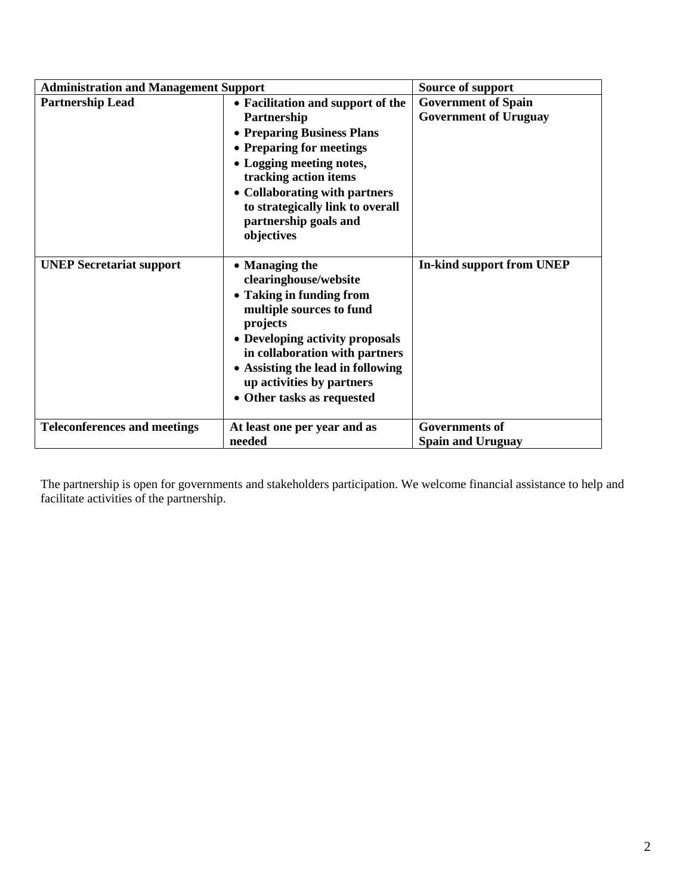| **Administration and Management Support** | | **Source of support** |
|---|---|---|
| **Partnership Lead** | **• Facilitation and support of the Partnership<br>• Preparing Business Plans<br>• Preparing for meetings<br>• Logging meeting notes, tracking action items<br>• Collaborating with partners to strategically link to overall partnership goals and objectives** | **Government of Spain<br>Government of Uruguay** |
| **UNEP Secretariat support** | **• Managing the clearinghouse/website<br>• Taking in funding from multiple sources to fund projects<br>• Developing activity proposals in collaboration with partners<br>• Assisting the lead in following up activities by partners<br>• Other tasks as requested** | **In-kind support from UNEP** |
| **Teleconferences and meetings** | **At least one per year and as needed** | **Governments of Spain and Uruguay** |

The partnership is open for governments and stakeholders participation. We welcome financial assistance to help and facilitate activities of the partnership.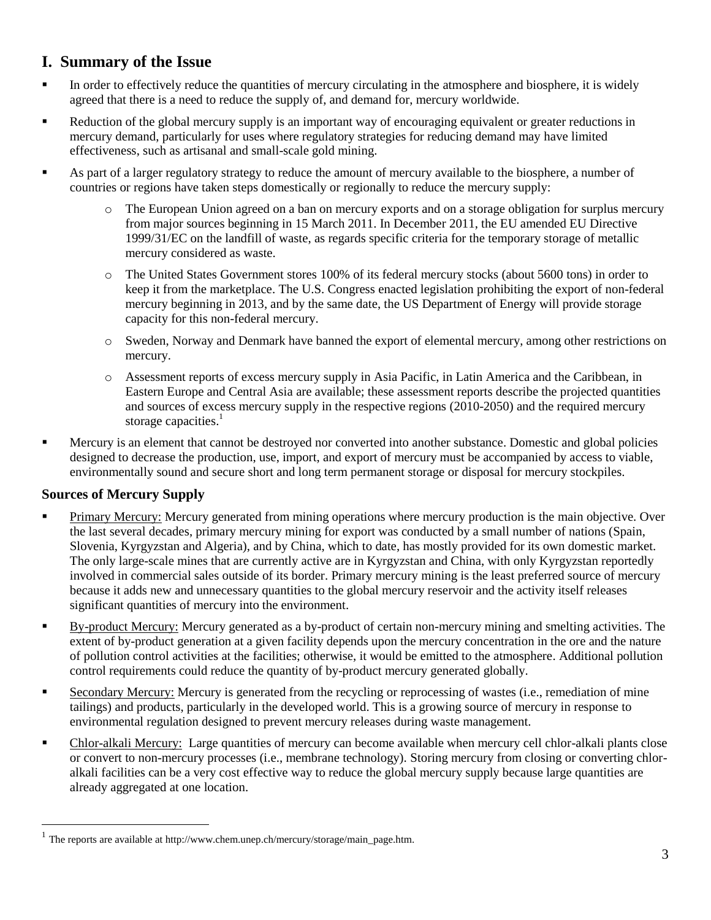## I. Summary of the Issue

- In order to effectively reduce the quantities of mercury circulating in the atmosphere and biosphere, it is widely agreed that there is a need to reduce the supply of, and demand for, mercury worldwide.
- Reduction of the global mercury supply is an important way of encouraging equivalent or greater reductions in mercury demand, particularly for uses where regulatory strategies for reducing demand may have limited effectiveness, such as artisanal and small-scale gold mining.
- As part of a larger regulatory strategy to reduce the amount of mercury available to the biosphere, a number of countries or regions have taken steps domestically or regionally to reduce the mercury supply:
  - The European Union agreed on a ban on mercury exports and on a storage obligation for surplus mercury from major sources beginning in 15 March 2011. In December 2011, the EU amended EU Directive 1999/31/EC on the landfill of waste, as regards specific criteria for the temporary storage of metallic mercury considered as waste.
  - The United States Government stores 100% of its federal mercury stocks (about 5600 tons) in order to keep it from the marketplace. The U.S. Congress enacted legislation prohibiting the export of non-federal mercury beginning in 2013, and by the same date, the US Department of Energy will provide storage capacity for this non-federal mercury.
  - Sweden, Norway and Denmark have banned the export of elemental mercury, among other restrictions on mercury.
  - Assessment reports of excess mercury supply in Asia Pacific, in Latin America and the Caribbean, in Eastern Europe and Central Asia are available; these assessment reports describe the projected quantities and sources of excess mercury supply in the respective regions (2010-2050) and the required mercury storage capacities.[1]
- Mercury is an element that cannot be destroyed nor converted into another substance. Domestic and global policies designed to decrease the production, use, import, and export of mercury must be accompanied by access to viable, environmentally sound and secure short and long term permanent storage or disposal for mercury stockpiles.

### Sources of Mercury Supply

- Primary Mercury: Mercury generated from mining operations where mercury production is the main objective. Over the last several decades, primary mercury mining for export was conducted by a small number of nations (Spain, Slovenia, Kyrgyzstan and Algeria), and by China, which to date, has mostly provided for its own domestic market. The only large-scale mines that are currently active are in Kyrgyzstan and China, with only Kyrgyzstan reportedly involved in commercial sales outside of its border. Primary mercury mining is the least preferred source of mercury because it adds new and unnecessary quantities to the global mercury reservoir and the activity itself releases significant quantities of mercury into the environment.
- By-product Mercury: Mercury generated as a by-product of certain non-mercury mining and smelting activities. The extent of by-product generation at a given facility depends upon the mercury concentration in the ore and the nature of pollution control activities at the facilities; otherwise, it would be emitted to the atmosphere. Additional pollution control requirements could reduce the quantity of by-product mercury generated globally.
- Secondary Mercury: Mercury is generated from the recycling or reprocessing of wastes (i.e., remediation of mine tailings) and products, particularly in the developed world. This is a growing source of mercury in response to environmental regulation designed to prevent mercury releases during waste management.
- Chlor-alkali Mercury: Large quantities of mercury can become available when mercury cell chlor-alkali plants close or convert to non-mercury processes (i.e., membrane technology). Storing mercury from closing or converting chlor-alkali facilities can be a very cost effective way to reduce the global mercury supply because large quantities are already aggregated at one location.

[1] The reports are available at http://www.chem.unep.ch/mercury/storage/main_page.htm.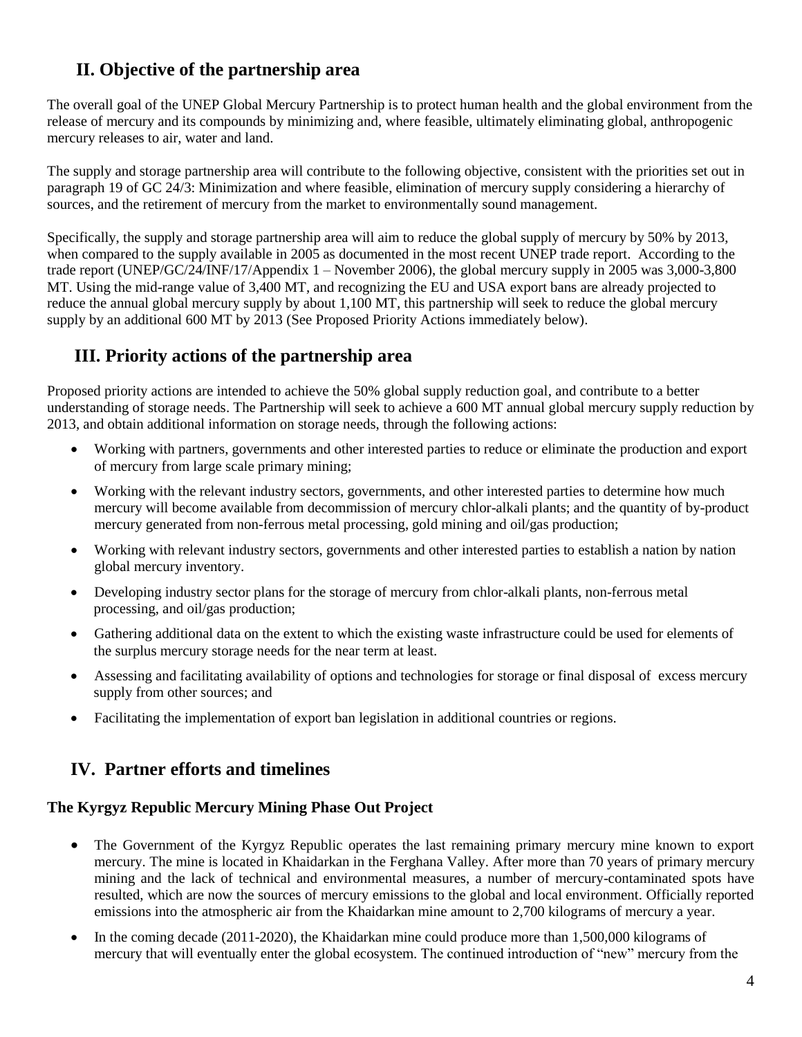## II. Objective of the partnership area

The overall goal of the UNEP Global Mercury Partnership is to protect human health and the global environment from the release of mercury and its compounds by minimizing and, where feasible, ultimately eliminating global, anthropogenic mercury releases to air, water and land.

The supply and storage partnership area will contribute to the following objective, consistent with the priorities set out in paragraph 19 of GC 24/3: Minimization and where feasible, elimination of mercury supply considering a hierarchy of sources, and the retirement of mercury from the market to environmentally sound management.

Specifically, the supply and storage partnership area will aim to reduce the global supply of mercury by 50% by 2013, when compared to the supply available in 2005 as documented in the most recent UNEP trade report. According to the trade report (UNEP/GC/24/INF/17/Appendix 1 – November 2006), the global mercury supply in 2005 was 3,000-3,800 MT. Using the mid-range value of 3,400 MT, and recognizing the EU and USA export bans are already projected to reduce the annual global mercury supply by about 1,100 MT, this partnership will seek to reduce the global mercury supply by an additional 600 MT by 2013 (See Proposed Priority Actions immediately below).

## III. Priority actions of the partnership area

Proposed priority actions are intended to achieve the 50% global supply reduction goal, and contribute to a better understanding of storage needs. The Partnership will seek to achieve a 600 MT annual global mercury supply reduction by 2013, and obtain additional information on storage needs, through the following actions:

- Working with partners, governments and other interested parties to reduce or eliminate the production and export of mercury from large scale primary mining;
- Working with the relevant industry sectors, governments, and other interested parties to determine how much mercury will become available from decommission of mercury chlor-alkali plants; and the quantity of by-product mercury generated from non-ferrous metal processing, gold mining and oil/gas production;
- Working with relevant industry sectors, governments and other interested parties to establish a nation by nation global mercury inventory.
- Developing industry sector plans for the storage of mercury from chlor-alkali plants, non-ferrous metal processing, and oil/gas production;
- Gathering additional data on the extent to which the existing waste infrastructure could be used for elements of the surplus mercury storage needs for the near term at least.
- Assessing and facilitating availability of options and technologies for storage or final disposal of excess mercury supply from other sources; and
- Facilitating the implementation of export ban legislation in additional countries or regions.

## IV. Partner efforts and timelines

### The Kyrgyz Republic Mercury Mining Phase Out Project

- The Government of the Kyrgyz Republic operates the last remaining primary mercury mine known to export mercury. The mine is located in Khaidarkan in the Ferghana Valley. After more than 70 years of primary mercury mining and the lack of technical and environmental measures, a number of mercury-contaminated spots have resulted, which are now the sources of mercury emissions to the global and local environment. Officially reported emissions into the atmospheric air from the Khaidarkan mine amount to 2,700 kilograms of mercury a year.
- In the coming decade (2011-2020), the Khaidarkan mine could produce more than 1,500,000 kilograms of mercury that will eventually enter the global ecosystem. The continued introduction of "new" mercury from the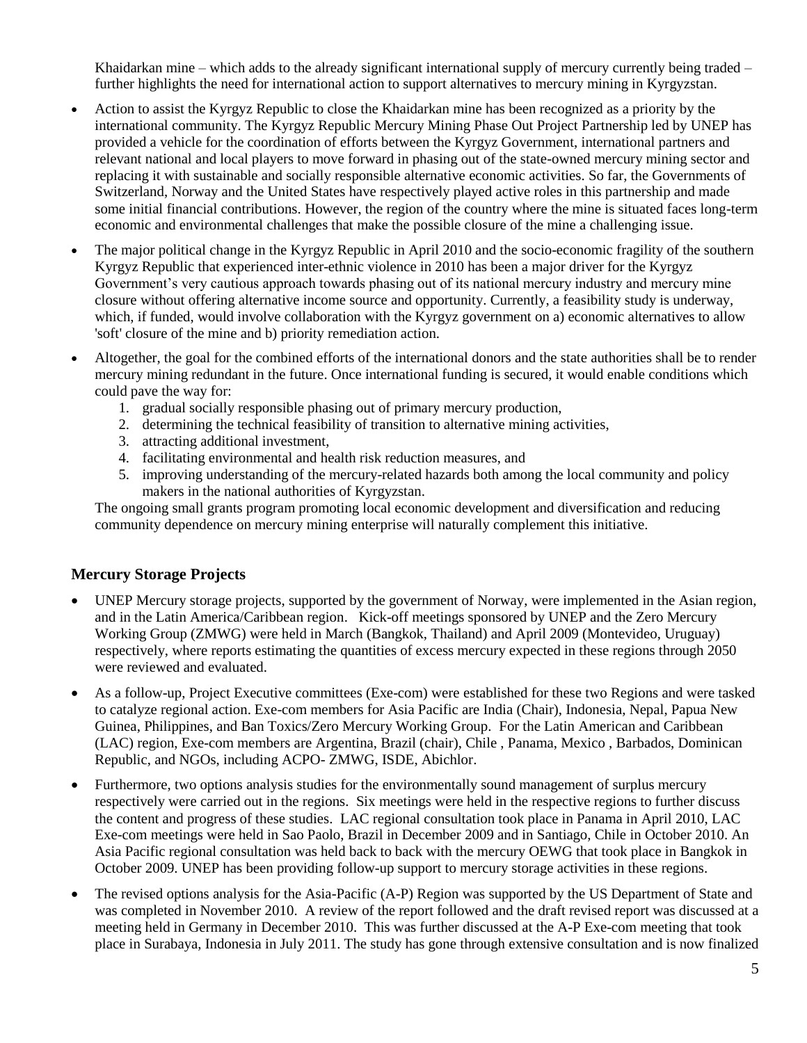Khaidarkan mine – which adds to the already significant international supply of mercury currently being traded – further highlights the need for international action to support alternatives to mercury mining in Kyrgyzstan.

- Action to assist the Kyrgyz Republic to close the Khaidarkan mine has been recognized as a priority by the international community. The Kyrgyz Republic Mercury Mining Phase Out Project Partnership led by UNEP has provided a vehicle for the coordination of efforts between the Kyrgyz Government, international partners and relevant national and local players to move forward in phasing out of the state-owned mercury mining sector and replacing it with sustainable and socially responsible alternative economic activities. So far, the Governments of Switzerland, Norway and the United States have respectively played active roles in this partnership and made some initial financial contributions. However, the region of the country where the mine is situated faces long-term economic and environmental challenges that make the possible closure of the mine a challenging issue.
- The major political change in the Kyrgyz Republic in April 2010 and the socio-economic fragility of the southern Kyrgyz Republic that experienced inter-ethnic violence in 2010 has been a major driver for the Kyrgyz Government's very cautious approach towards phasing out of its national mercury industry and mercury mine closure without offering alternative income source and opportunity. Currently, a feasibility study is underway, which, if funded, would involve collaboration with the Kyrgyz government on a) economic alternatives to allow 'soft' closure of the mine and b) priority remediation action.
- Altogether, the goal for the combined efforts of the international donors and the state authorities shall be to render mercury mining redundant in the future. Once international funding is secured, it would enable conditions which could pave the way for:
  1. gradual socially responsible phasing out of primary mercury production,
  2. determining the technical feasibility of transition to alternative mining activities,
  3. attracting additional investment,
  4. facilitating environmental and health risk reduction measures, and
  5. improving understanding of the mercury-related hazards both among the local community and policy makers in the national authorities of Kyrgyzstan.

  The ongoing small grants program promoting local economic development and diversification and reducing community dependence on mercury mining enterprise will naturally complement this initiative.

## Mercury Storage Projects

- UNEP Mercury storage projects, supported by the government of Norway, were implemented in the Asian region, and in the Latin America/Caribbean region. Kick-off meetings sponsored by UNEP and the Zero Mercury Working Group (ZMWG) were held in March (Bangkok, Thailand) and April 2009 (Montevideo, Uruguay) respectively, where reports estimating the quantities of excess mercury expected in these regions through 2050 were reviewed and evaluated.
- As a follow-up, Project Executive committees (Exe-com) were established for these two Regions and were tasked to catalyze regional action. Exe-com members for Asia Pacific are India (Chair), Indonesia, Nepal, Papua New Guinea, Philippines, and Ban Toxics/Zero Mercury Working Group. For the Latin American and Caribbean (LAC) region, Exe-com members are Argentina, Brazil (chair), Chile , Panama, Mexico , Barbados, Dominican Republic, and NGOs, including ACPO- ZMWG, ISDE, Abichlor.
- Furthermore, two options analysis studies for the environmentally sound management of surplus mercury respectively were carried out in the regions. Six meetings were held in the respective regions to further discuss the content and progress of these studies. LAC regional consultation took place in Panama in April 2010, LAC Exe-com meetings were held in Sao Paolo, Brazil in December 2009 and in Santiago, Chile in October 2010. An Asia Pacific regional consultation was held back to back with the mercury OEWG that took place in Bangkok in October 2009. UNEP has been providing follow-up support to mercury storage activities in these regions.
- The revised options analysis for the Asia-Pacific (A-P) Region was supported by the US Department of State and was completed in November 2010. A review of the report followed and the draft revised report was discussed at a meeting held in Germany in December 2010. This was further discussed at the A-P Exe-com meeting that took place in Surabaya, Indonesia in July 2011. The study has gone through extensive consultation and is now finalized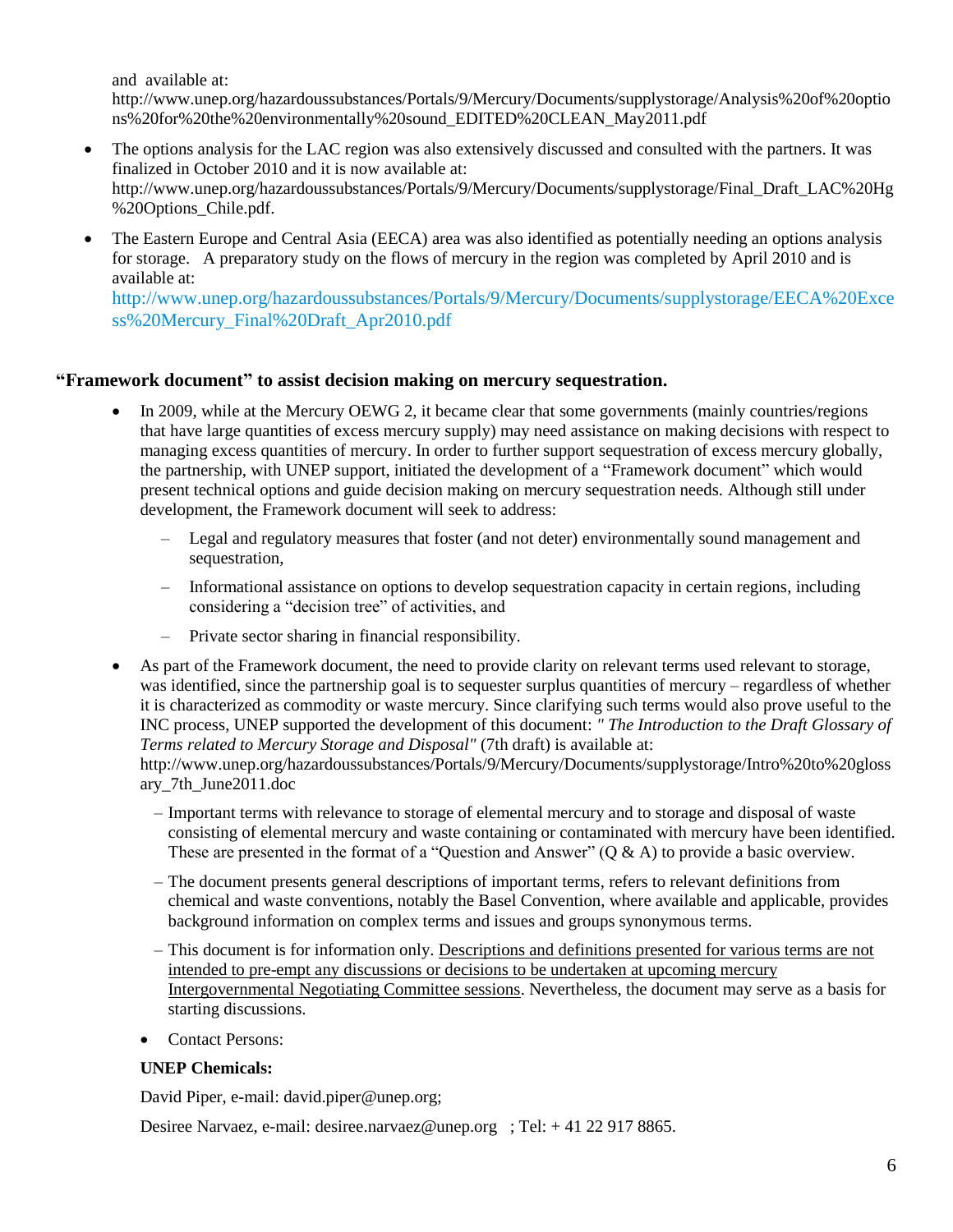and available at: http://www.unep.org/hazardoussubstances/Portals/9/Mercury/Documents/supplystorage/Analysis%20of%20options%20for%20the%20environmentally%20sound_EDITED%20CLEAN_May2011.pdf

- The options analysis for the LAC region was also extensively discussed and consulted with the partners. It was finalized in October 2010 and it is now available at: http://www.unep.org/hazardoussubstances/Portals/9/Mercury/Documents/supplystorage/Final_Draft_LAC%20Hg%20Options_Chile.pdf.
- The Eastern Europe and Central Asia (EECA) area was also identified as potentially needing an options analysis for storage. A preparatory study on the flows of mercury in the region was completed by April 2010 and is available at: http://www.unep.org/hazardoussubstances/Portals/9/Mercury/Documents/supplystorage/EECA%20Excess%20Mercury_Final%20Draft_Apr2010.pdf

**"Framework document" to assist decision making on mercury sequestration.**

- In 2009, while at the Mercury OEWG 2, it became clear that some governments (mainly countries/regions that have large quantities of excess mercury supply) may need assistance on making decisions with respect to managing excess quantities of mercury. In order to further support sequestration of excess mercury globally, the partnership, with UNEP support, initiated the development of a "Framework document" which would present technical options and guide decision making on mercury sequestration needs. Although still under development, the Framework document will seek to address:
  - Legal and regulatory measures that foster (and not deter) environmentally sound management and sequestration,
  - Informational assistance on options to develop sequestration capacity in certain regions, including considering a "decision tree" of activities, and
  - Private sector sharing in financial responsibility.
- As part of the Framework document, the need to provide clarity on relevant terms used relevant to storage, was identified, since the partnership goal is to sequester surplus quantities of mercury – regardless of whether it is characterized as commodity or waste mercury. Since clarifying such terms would also prove useful to the INC process, UNEP supported the development of this document: *" The Introduction to the Draft Glossary of Terms related to Mercury Storage and Disposal"* (7th draft) is available at: http://www.unep.org/hazardoussubstances/Portals/9/Mercury/Documents/supplystorage/Intro%20to%20glossary_7th_June2011.doc
  - Important terms with relevance to storage of elemental mercury and to storage and disposal of waste consisting of elemental mercury and waste containing or contaminated with mercury have been identified. These are presented in the format of a "Question and Answer" (Q & A) to provide a basic overview.
  - The document presents general descriptions of important terms, refers to relevant definitions from chemical and waste conventions, notably the Basel Convention, where available and applicable, provides background information on complex terms and issues and groups synonymous terms.
  - This document is for information only. Descriptions and definitions presented for various terms are not intended to pre-empt any discussions or decisions to be undertaken at upcoming mercury Intergovernmental Negotiating Committee sessions. Nevertheless, the document may serve as a basis for starting discussions.
  - Contact Persons:

  **UNEP Chemicals:**

  David Piper, e-mail: david.piper@unep.org;

  Desiree Narvaez, e-mail: desiree.narvaez@unep.org ; Tel: + 41 22 917 8865.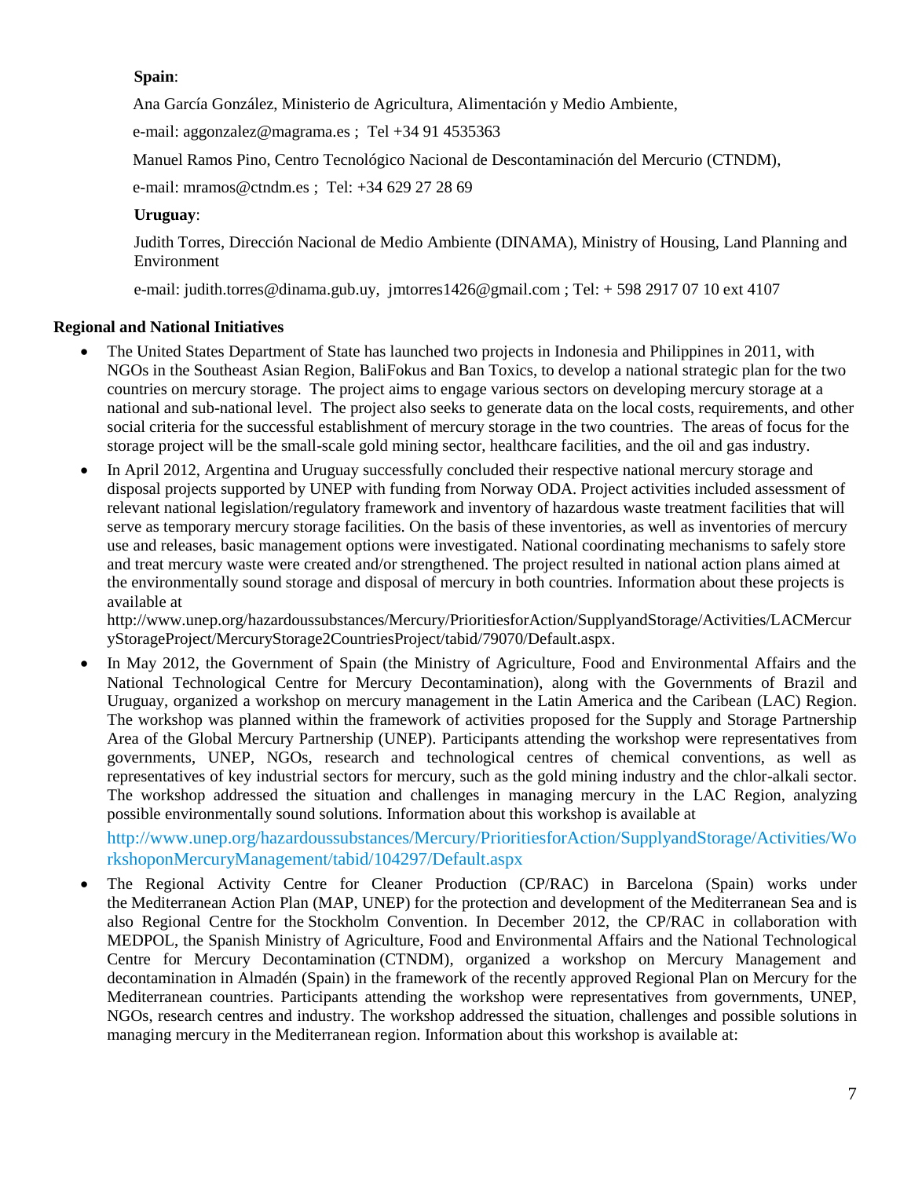**Spain**:

Ana García González, Ministerio de Agricultura, Alimentación y Medio Ambiente,

e-mail: aggonzalez@magrama.es ; Tel +34 91 4535363

Manuel Ramos Pino, Centro Tecnológico Nacional de Descontaminación del Mercurio (CTNDM),

e-mail: mramos@ctndm.es ; Tel: +34 629 27 28 69

**Uruguay**:

Judith Torres, Dirección Nacional de Medio Ambiente (DINAMA), Ministry of Housing, Land Planning and Environment

e-mail: judith.torres@dinama.gub.uy, jmtorres1426@gmail.com ; Tel: + 598 2917 07 10 ext 4107

**Regional and National Initiatives**

- The United States Department of State has launched two projects in Indonesia and Philippines in 2011, with NGOs in the Southeast Asian Region, BaliFokus and Ban Toxics, to develop a national strategic plan for the two countries on mercury storage. The project aims to engage various sectors on developing mercury storage at a national and sub-national level. The project also seeks to generate data on the local costs, requirements, and other social criteria for the successful establishment of mercury storage in the two countries. The areas of focus for the storage project will be the small-scale gold mining sector, healthcare facilities, and the oil and gas industry.
- In April 2012, Argentina and Uruguay successfully concluded their respective national mercury storage and disposal projects supported by UNEP with funding from Norway ODA. Project activities included assessment of relevant national legislation/regulatory framework and inventory of hazardous waste treatment facilities that will serve as temporary mercury storage facilities. On the basis of these inventories, as well as inventories of mercury use and releases, basic management options were investigated. National coordinating mechanisms to safely store and treat mercury waste were created and/or strengthened. The project resulted in national action plans aimed at the environmentally sound storage and disposal of mercury in both countries. Information about these projects is available at http://www.unep.org/hazardoussubstances/Mercury/PrioritiesforAction/SupplyandStorage/Activities/LACMercuryStorageProject/MercuryStorage2CountriesProject/tabid/79070/Default.aspx.
- In May 2012, the Government of Spain (the Ministry of Agriculture, Food and Environmental Affairs and the National Technological Centre for Mercury Decontamination), along with the Governments of Brazil and Uruguay, organized a workshop on mercury management in the Latin America and the Caribbean (LAC) Region. The workshop was planned within the framework of activities proposed for the Supply and Storage Partnership Area of the Global Mercury Partnership (UNEP). Participants attending the workshop were representatives from governments, UNEP, NGOs, research and technological centres of chemical conventions, as well as representatives of key industrial sectors for mercury, such as the gold mining industry and the chlor-alkali sector. The workshop addressed the situation and challenges in managing mercury in the LAC Region, analyzing possible environmentally sound solutions. Information about this workshop is available at

  http://www.unep.org/hazardoussubstances/Mercury/PrioritiesforAction/SupplyandStorage/Activities/WorkshoponMercuryManagement/tabid/104297/Default.aspx
- The Regional Activity Centre for Cleaner Production (CP/RAC) in Barcelona (Spain) works under the Mediterranean Action Plan (MAP, UNEP) for the protection and development of the Mediterranean Sea and is also Regional Centre for the Stockholm Convention. In December 2012, the CP/RAC in collaboration with MEDPOL, the Spanish Ministry of Agriculture, Food and Environmental Affairs and the National Technological Centre for Mercury Decontamination (CTNDM), organized a workshop on Mercury Management and decontamination in Almadén (Spain) in the framework of the recently approved Regional Plan on Mercury for the Mediterranean countries. Participants attending the workshop were representatives from governments, UNEP, NGOs, research centres and industry. The workshop addressed the situation, challenges and possible solutions in managing mercury in the Mediterranean region. Information about this workshop is available at: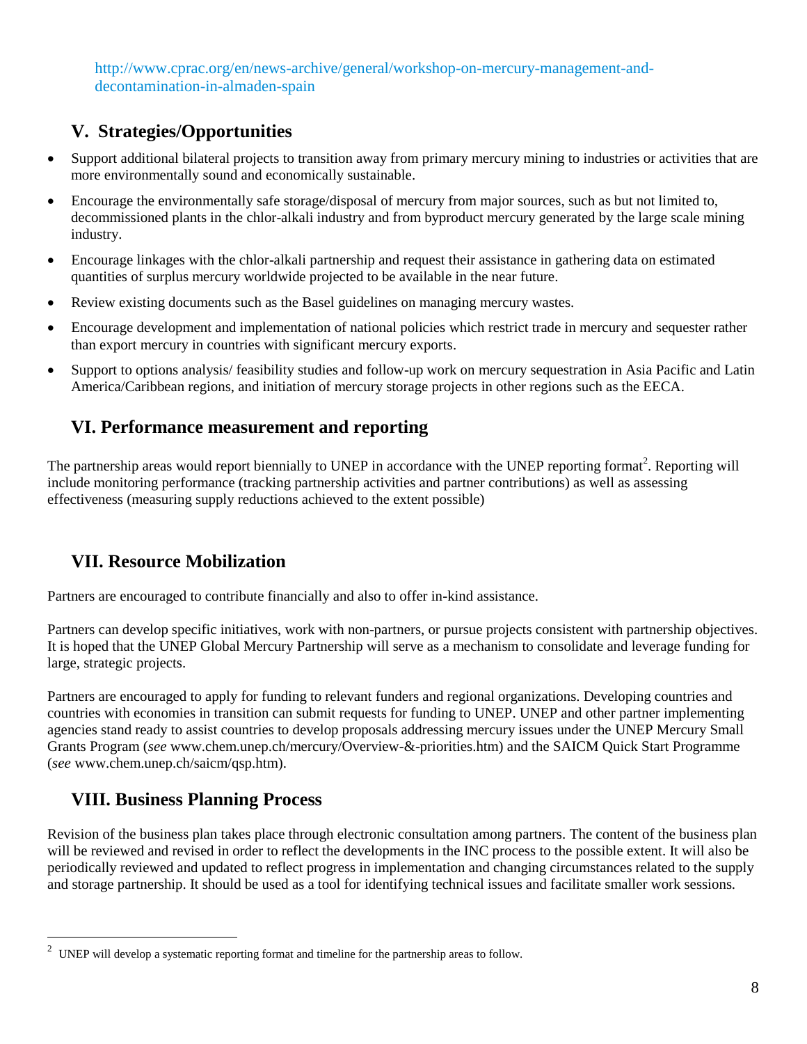http://www.cprac.org/en/news-archive/general/workshop-on-mercury-management-and-decontamination-in-almaden-spain

## V. Strategies/Opportunities

- Support additional bilateral projects to transition away from primary mercury mining to industries or activities that are more environmentally sound and economically sustainable.
- Encourage the environmentally safe storage/disposal of mercury from major sources, such as but not limited to, decommissioned plants in the chlor-alkali industry and from byproduct mercury generated by the large scale mining industry.
- Encourage linkages with the chlor-alkali partnership and request their assistance in gathering data on estimated quantities of surplus mercury worldwide projected to be available in the near future.
- Review existing documents such as the Basel guidelines on managing mercury wastes.
- Encourage development and implementation of national policies which restrict trade in mercury and sequester rather than export mercury in countries with significant mercury exports.
- Support to options analysis/ feasibility studies and follow-up work on mercury sequestration in Asia Pacific and Latin America/Caribbean regions, and initiation of mercury storage projects in other regions such as the EECA.

## VI. Performance measurement and reporting

The partnership areas would report biennially to UNEP in accordance with the UNEP reporting format[2]. Reporting will include monitoring performance (tracking partnership activities and partner contributions) as well as assessing effectiveness (measuring supply reductions achieved to the extent possible)

## VII. Resource Mobilization

Partners are encouraged to contribute financially and also to offer in-kind assistance.

Partners can develop specific initiatives, work with non-partners, or pursue projects consistent with partnership objectives. It is hoped that the UNEP Global Mercury Partnership will serve as a mechanism to consolidate and leverage funding for large, strategic projects.

Partners are encouraged to apply for funding to relevant funders and regional organizations. Developing countries and countries with economies in transition can submit requests for funding to UNEP. UNEP and other partner implementing agencies stand ready to assist countries to develop proposals addressing mercury issues under the UNEP Mercury Small Grants Program (*see* www.chem.unep.ch/mercury/Overview-&-priorities.htm) and the SAICM Quick Start Programme (*see* www.chem.unep.ch/saicm/qsp.htm).

## VIII. Business Planning Process

Revision of the business plan takes place through electronic consultation among partners. The content of the business plan will be reviewed and revised in order to reflect the developments in the INC process to the possible extent. It will also be periodically reviewed and updated to reflect progress in implementation and changing circumstances related to the supply and storage partnership. It should be used as a tool for identifying technical issues and facilitate smaller work sessions.

---

[2] UNEP will develop a systematic reporting format and timeline for the partnership areas to follow.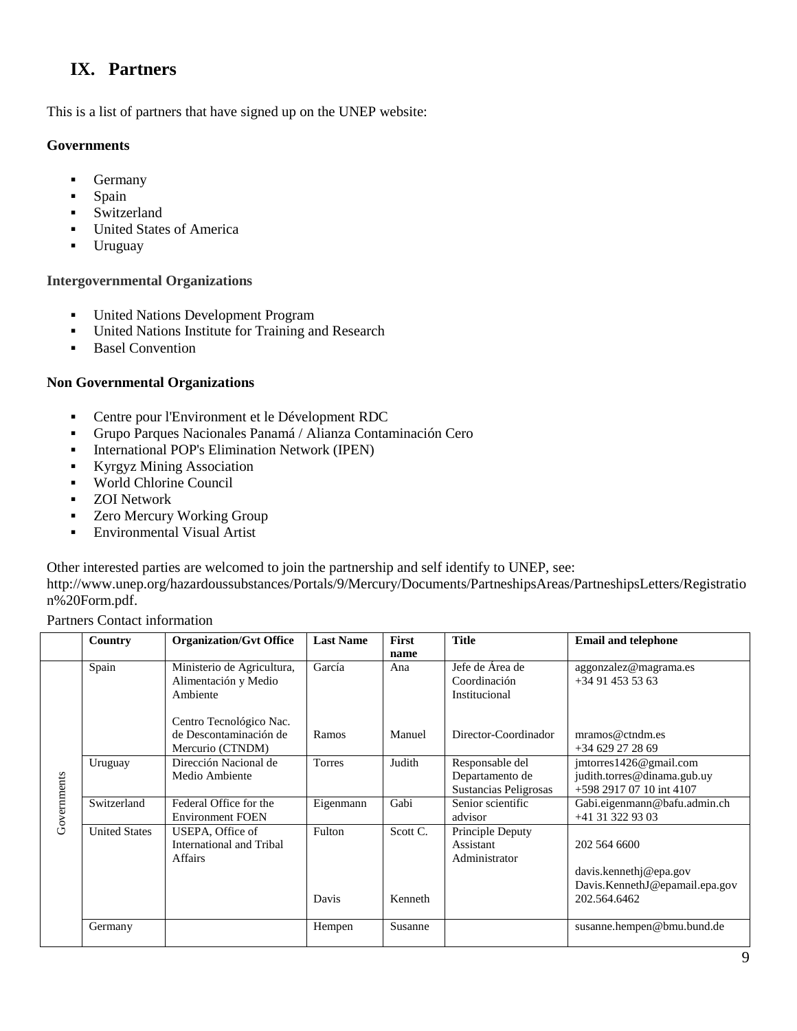## IX. Partners

This is a list of partners that have signed up on the UNEP website:

**Governments**

- Germany
- Spain
- Switzerland
- United States of America
- Uruguay

**Intergovernmental Organizations**

- United Nations Development Program
- United Nations Institute for Training and Research
- Basel Convention

**Non Governmental Organizations**

- Centre pour l'Environment et le Dévelopment RDC
- Grupo Parques Nacionales Panamá / Alianza Contaminación Cero
- International POP's Elimination Network (IPEN)
- Kyrgyz Mining Association
- World Chlorine Council
- ZOI Network
- Zero Mercury Working Group
- Environmental Visual Artist

Other interested parties are welcomed to join the partnership and self identify to UNEP, see: http://www.unep.org/hazardoussubstances/Portals/9/Mercury/Documents/PartneshipsAreas/PartneshipsLetters/Registration%20Form.pdf.

Partners Contact information

| | Country | Organization/Gvt Office | Last Name | First name | Title | Email and telephone |
|---|---|---|---|---|---|---|
| Governments | Spain | Ministerio de Agricultura, Alimentación y Medio Ambiente | García | Ana | Jefe de Área de Coordinación Institucional | aggonzalez@magrama.es<br>+34 91 453 53 63 |
| | | Centro Tecnológico Nac. de Descontaminación de Mercurio (CTNDM) | Ramos | Manuel | Director-Coordinador | mramos@ctndm.es<br>+34 629 27 28 69 |
| | Uruguay | Dirección Nacional de Medio Ambiente | Torres | Judith | Responsable del Departamento de Sustancias Peligrosas | jmtorres1426@gmail.com<br>judith.torres@dinama.gub.uy<br>+598 2917 07 10 int 4107 |
| | Switzerland | Federal Office for the Environment FOEN | Eigenmann | Gabi | Senior scientific advisor | Gabi.eigenmann@bafu.admin.ch<br>+41 31 322 93 03 |
| | United States | USEPA, Office of International and Tribal Affairs | Fulton | Scott C. | Principle Deputy Assistant Administrator | 202 564 6600 |
| | | | Davis | Kenneth | | davis.kennethj@epa.gov<br>Davis.KennethJ@epamail.epa.gov<br>202.564.6462 |
| | Germany | | Hempen | Susanne | | susanne.hempen@bmu.bund.de |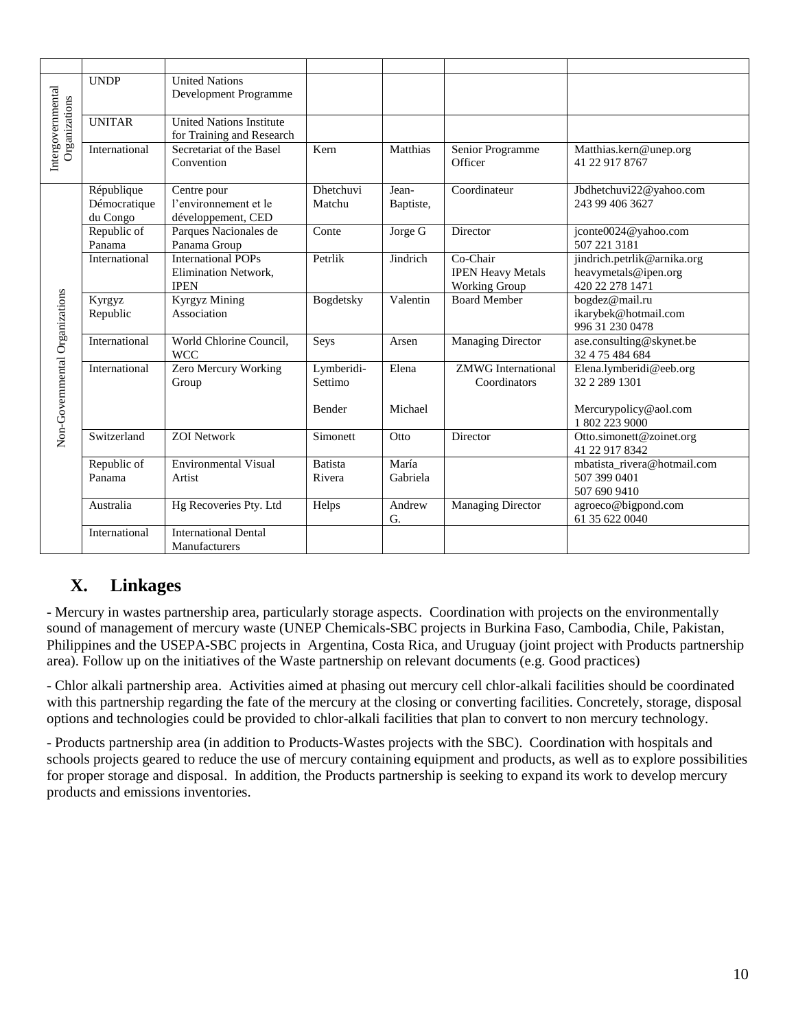| | | | | | | |
|---|---|---|---|---|---|---|
| Intergovernmental Organizations | UNDP | United Nations Development Programme | | | | |
| | UNITAR | United Nations Institute for Training and Research | | | | |
| | International | Secretariat of the Basel Convention | Kern | Matthias | Senior Programme Officer | Matthias.kern@unep.org 41 22 917 8767 |
| Non-Governmental Organizations | République Démocratique du Congo | Centre pour l'environnement et le développement, CED | Dhetchuvi Matchu | Jean-Baptiste, | Coordinateur | Jbdhetchuvi22@yahoo.com 243 99 406 3627 |
| | Republic of Panama | Parques Nacionales de Panama Group | Conte | Jorge G | Director | jconte0024@yahoo.com 507 221 3181 |
| | International | International POPs Elimination Network, IPEN | Petrlik | Jindrich | Co-Chair IPEN Heavy Metals Working Group | jindrich.petrlik@arnika.org heavymetals@ipen.org 420 22 278 1471 |
| | Kyrgyz Republic | Kyrgyz Mining Association | Bogdetsky | Valentin | Board Member | bogdez@mail.ru ikarybek@hotmail.com 996 31 230 0478 |
| | International | World Chlorine Council, WCC | Seys | Arsen | Managing Director | ase.consulting@skynet.be 32 4 75 484 684 |
| | International | Zero Mercury Working Group | Lymberidi-Settimo<br><br>Bender | Elena<br><br>Michael | ZMWG International Coordinators | Elena.lymberidi@eeb.org 32 2 289 1301<br><br>Mercurypolicy@aol.com 1 802 223 9000 |
| | Switzerland | ZOI Network | Simonett | Otto | Director | Otto.simonett@zoinet.org 41 22 917 8342 |
| | Republic of Panama | Environmental Visual Artist | Batista Rivera | María Gabriela | | mbatista_rivera@hotmail.com 507 399 0401 507 690 9410 |
| | Australia | Hg Recoveries Pty. Ltd | Helps | Andrew G. | Managing Director | agroeco@bigpond.com 61 35 622 0040 |
| | International | International Dental Manufacturers | | | | |

## X. Linkages

- Mercury in wastes partnership area, particularly storage aspects. Coordination with projects on the environmentally sound of management of mercury waste (UNEP Chemicals-SBC projects in Burkina Faso, Cambodia, Chile, Pakistan, Philippines and the USEPA-SBC projects in Argentina, Costa Rica, and Uruguay (joint project with Products partnership area). Follow up on the initiatives of the Waste partnership on relevant documents (e.g. Good practices)

- Chlor alkali partnership area. Activities aimed at phasing out mercury cell chlor-alkali facilities should be coordinated with this partnership regarding the fate of the mercury at the closing or converting facilities. Concretely, storage, disposal options and technologies could be provided to chlor-alkali facilities that plan to convert to non mercury technology.

- Products partnership area (in addition to Products-Wastes projects with the SBC). Coordination with hospitals and schools projects geared to reduce the use of mercury containing equipment and products, as well as to explore possibilities for proper storage and disposal. In addition, the Products partnership is seeking to expand its work to develop mercury products and emissions inventories.